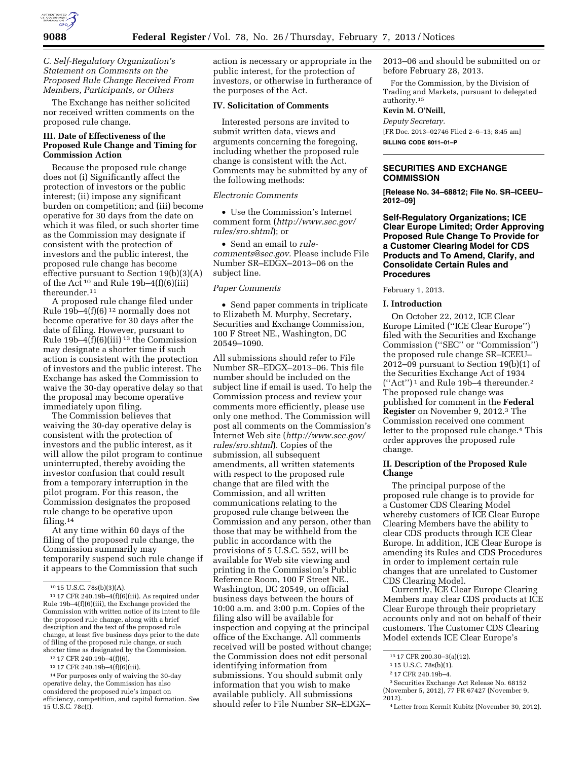*C. Self-Regulatory Organization's Statement on Comments on the Proposed Rule Change Received From Members, Participants, or Others*

The Exchange has neither solicited nor received written comments on the proposed rule change.

### III. Date of Effectiveness of the Proposed Rule Change and Timing for Commission Action

Because the proposed rule change does not (i) Significantly affect the protection of investors or the public interest; (ii) impose any significant burden on competition; and (iii) become operative for 30 days from the date on which it was filed, or such shorter time as the Commission may designate if consistent with the protection of investors and the public interest, the proposed rule change has become effective pursuant to Section 19(b)(3)(A) of the Act [10] and Rule 19b–4(f)(6)(iii) thereunder.[11]

A proposed rule change filed under Rule 19b–4(f)(6) [12] normally does not become operative for 30 days after the date of filing. However, pursuant to Rule 19b–4(f)(6)(iii) [13] the Commission may designate a shorter time if such action is consistent with the protection of investors and the public interest. The Exchange has asked the Commission to waive the 30-day operative delay so that the proposal may become operative immediately upon filing.

The Commission believes that waiving the 30-day operative delay is consistent with the protection of investors and the public interest, as it will allow the pilot program to continue uninterrupted, thereby avoiding the investor confusion that could result from a temporary interruption in the pilot program. For this reason, the Commission designates the proposed rule change to be operative upon filing.[14]

At any time within 60 days of the filing of the proposed rule change, the Commission summarily may temporarily suspend such rule change if it appears to the Commission that such action is necessary or appropriate in the public interest, for the protection of investors, or otherwise in furtherance of the purposes of the Act.

### IV. Solicitation of Comments

Interested persons are invited to submit written data, views and arguments concerning the foregoing, including whether the proposed rule change is consistent with the Act. Comments may be submitted by any of the following methods:

*Electronic Comments*

- Use the Commission's Internet comment form (*http://www.sec.gov/rules/sro.shtml*); or
- Send an email to *rule-comments@sec.gov.* Please include File Number SR–EDGX–2013–06 on the subject line.

*Paper Comments*

- Send paper comments in triplicate to Elizabeth M. Murphy, Secretary, Securities and Exchange Commission, 100 F Street NE., Washington, DC 20549–1090.

All submissions should refer to File Number SR–EDGX–2013–06. This file number should be included on the subject line if email is used. To help the Commission process and review your comments more efficiently, please use only one method. The Commission will post all comments on the Commission's Internet Web site (*http://www.sec.gov/rules/sro.shtml*). Copies of the submission, all subsequent amendments, all written statements with respect to the proposed rule change that are filed with the Commission, and all written communications relating to the proposed rule change between the Commission and any person, other than those that may be withheld from the public in accordance with the provisions of 5 U.S.C. 552, will be available for Web site viewing and printing in the Commission's Public Reference Room, 100 F Street NE., Washington, DC 20549, on official business days between the hours of 10:00 a.m. and 3:00 p.m. Copies of the filing also will be available for inspection and copying at the principal office of the Exchange. All comments received will be posted without change; the Commission does not edit personal identifying information from submissions. You should submit only information that you wish to make available publicly. All submissions should refer to File Number SR–EDGX–2013–06 and should be submitted on or before February 28, 2013.

For the Commission, by the Division of Trading and Markets, pursuant to delegated authority.[15]

**Kevin M. O'Neill,**

*Deputy Secretary.*

[FR Doc. 2013–02746 Filed 2–6–13; 8:45 am]

**BILLING CODE 8011–01–P**

---

10 15 U.S.C. 78s(b)(3)(A).

11 17 CFR 240.19b–4(f)(6)(iii). As required under Rule 19b–4(f)(6)(iii), the Exchange provided the Commission with written notice of its intent to file the proposed rule change, along with a brief description and the text of the proposed rule change, at least five business days prior to the date of filing of the proposed rule change, or such shorter time as designated by the Commission.

12 17 CFR 240.19b–4(f)(6).

13 17 CFR 240.19b–4(f)(6)(iii).

14 For purposes only of waiving the 30-day operative delay, the Commission has also considered the proposed rule's impact on efficiency, competition, and capital formation. *See* 15 U.S.C. 78c(f).

15 17 CFR 200.30–3(a)(12).

---

## SECURITIES AND EXCHANGE COMMISSION

**[Release No. 34–68812; File No. SR–ICEEU–2012–09]**

**Self-Regulatory Organizations; ICE Clear Europe Limited; Order Approving Proposed Rule Change To Provide for a Customer Clearing Model for CDS Products and To Amend, Clarify, and Consolidate Certain Rules and Procedures**

February 1, 2013.

### I. Introduction

On October 22, 2012, ICE Clear Europe Limited (''ICE Clear Europe'') filed with the Securities and Exchange Commission (''SEC'' or ''Commission'') the proposed rule change SR–ICEEU–2012–09 pursuant to Section 19(b)(1) of the Securities Exchange Act of 1934 (''Act'') [1] and Rule 19b–4 thereunder.[2] The proposed rule change was published for comment in the **Federal Register** on November 9, 2012.[3] The Commission received one comment letter to the proposed rule change.[4] This order approves the proposed rule change.

### II. Description of the Proposed Rule Change

The principal purpose of the proposed rule change is to provide for a Customer CDS Clearing Model whereby customers of ICE Clear Europe Clearing Members have the ability to clear CDS products through ICE Clear Europe. In addition, ICE Clear Europe is amending its Rules and CDS Procedures in order to implement certain rule changes that are unrelated to Customer CDS Clearing Model.

Currently, ICE Clear Europe Clearing Members may clear CDS products at ICE Clear Europe through their proprietary accounts only and not on behalf of their customers. The Customer CDS Clearing Model extends ICE Clear Europe's

---

1 15 U.S.C. 78s(b)(1).

2 17 CFR 240.19b–4.

3 Securities Exchange Act Release No. 68152 (November 5, 2012), 77 FR 67427 (November 9, 2012).

4 Letter from Kermit Kubitz (November 30, 2012).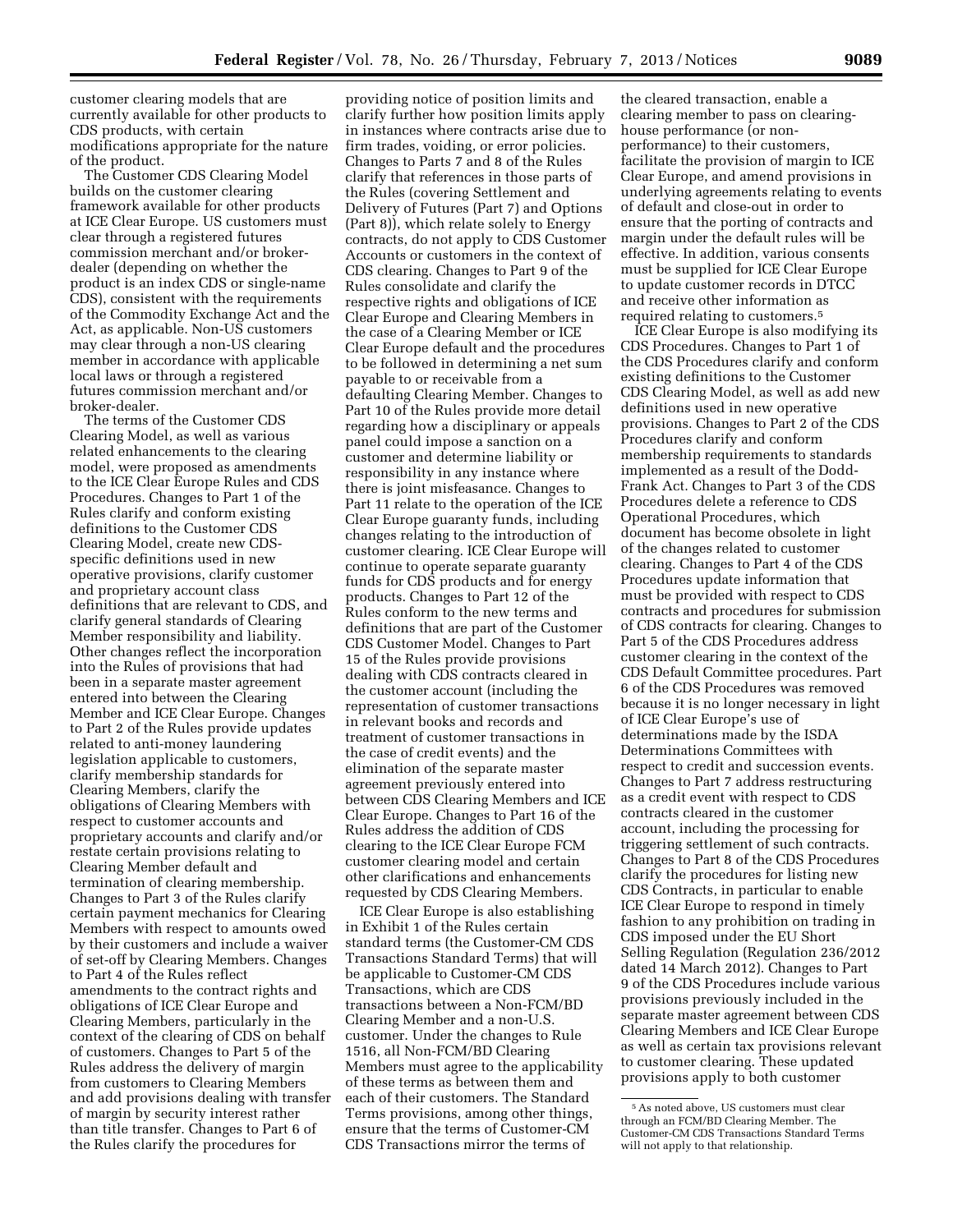customer clearing models that are currently available for other products to CDS products, with certain modifications appropriate for the nature of the product.

The Customer CDS Clearing Model builds on the customer clearing framework available for other products at ICE Clear Europe. US customers must clear through a registered futures commission merchant and/or broker-dealer (depending on whether the product is an index CDS or single-name CDS), consistent with the requirements of the Commodity Exchange Act and the Act, as applicable. Non-US customers may clear through a non-US clearing member in accordance with applicable local laws or through a registered futures commission merchant and/or broker-dealer.

The terms of the Customer CDS Clearing Model, as well as various related enhancements to the clearing model, were proposed as amendments to the ICE Clear Europe Rules and CDS Procedures. Changes to Part 1 of the Rules clarify and conform existing definitions to the Customer CDS Clearing Model, create new CDS-specific definitions used in new operative provisions, clarify customer and proprietary account class definitions that are relevant to CDS, and clarify general standards of Clearing Member responsibility and liability. Other changes reflect the incorporation into the Rules of provisions that had been in a separate master agreement entered into between the Clearing Member and ICE Clear Europe. Changes to Part 2 of the Rules provide updates related to anti-money laundering legislation applicable to customers, clarify membership standards for Clearing Members, clarify the obligations of Clearing Members with respect to customer accounts and proprietary accounts and clarify and/or restate certain provisions relating to Clearing Member default and termination of clearing membership. Changes to Part 3 of the Rules clarify certain payment mechanics for Clearing Members with respect to amounts owed by their customers and include a waiver of set-off by Clearing Members. Changes to Part 4 of the Rules reflect amendments to the contract rights and obligations of ICE Clear Europe and Clearing Members, particularly in the context of the clearing of CDS on behalf of customers. Changes to Part 5 of the Rules address the delivery of margin from customers to Clearing Members and add provisions dealing with transfer of margin by security interest rather than title transfer. Changes to Part 6 of the Rules clarify the procedures for providing notice of position limits and clarify further how position limits apply in instances where contracts arise due to firm trades, voiding, or error policies. Changes to Parts 7 and 8 of the Rules clarify that references in those parts of the Rules (covering Settlement and Delivery of Futures (Part 7) and Options (Part 8)), which relate solely to Energy contracts, do not apply to CDS Customer Accounts or customers in the context of CDS clearing. Changes to Part 9 of the Rules consolidate and clarify the respective rights and obligations of ICE Clear Europe and Clearing Members in the case of a Clearing Member or ICE Clear Europe default and the procedures to be followed in determining a net sum payable to or receivable from a defaulting Clearing Member. Changes to Part 10 of the Rules provide more detail regarding how a disciplinary or appeals panel could impose a sanction on a customer and determine liability or responsibility in any instance where there is joint misfeasance. Changes to Part 11 relate to the operation of the ICE Clear Europe guaranty funds, including changes relating to the introduction of customer clearing. ICE Clear Europe will continue to operate separate guaranty funds for CDS products and for energy products. Changes to Part 12 of the Rules conform to the new terms and definitions that are part of the Customer CDS Customer Model. Changes to Part 15 of the Rules provide provisions dealing with CDS contracts cleared in the customer account (including the representation of customer transactions in relevant books and records and treatment of customer transactions in the case of credit events) and the elimination of the separate master agreement previously entered into between CDS Clearing Members and ICE Clear Europe. Changes to Part 16 of the Rules address the addition of CDS clearing to the ICE Clear Europe FCM customer clearing model and certain other clarifications and enhancements requested by CDS Clearing Members.

ICE Clear Europe is also establishing in Exhibit 1 of the Rules certain standard terms (the Customer-CM CDS Transactions Standard Terms) that will be applicable to Customer-CM CDS Transactions, which are CDS transactions between a Non-FCM/BD Clearing Member and a non-U.S. customer. Under the changes to Rule 1516, all Non-FCM/BD Clearing Members must agree to the applicability of these terms as between them and each of their customers. The Standard Terms provisions, among other things, ensure that the terms of Customer-CM CDS Transactions mirror the terms of the cleared transaction, enable a clearing member to pass on clearing-house performance (or non-performance) to their customers, facilitate the provision of margin to ICE Clear Europe, and amend provisions in underlying agreements relating to events of default and close-out in order to ensure that the porting of contracts and margin under the default rules will be effective. In addition, various consents must be supplied for ICE Clear Europe to update customer records in DTCC and receive other information as required relating to customers.[5]

ICE Clear Europe is also modifying its CDS Procedures. Changes to Part 1 of the CDS Procedures clarify and conform existing definitions to the Customer CDS Clearing Model, as well as add new definitions used in new operative provisions. Changes to Part 2 of the CDS Procedures clarify and conform membership requirements to standards implemented as a result of the Dodd-Frank Act. Changes to Part 3 of the CDS Procedures delete a reference to CDS Operational Procedures, which document has become obsolete in light of the changes related to customer clearing. Changes to Part 4 of the CDS Procedures update information that must be provided with respect to CDS contracts and procedures for submission of CDS contracts for clearing. Changes to Part 5 of the CDS Procedures address customer clearing in the context of the CDS Default Committee procedures. Part 6 of the CDS Procedures was removed because it is no longer necessary in light of ICE Clear Europe's use of determinations made by the ISDA Determinations Committees with respect to credit and succession events. Changes to Part 7 address restructuring as a credit event with respect to CDS contracts cleared in the customer account, including the processing for triggering settlement of such contracts. Changes to Part 8 of the CDS Procedures clarify the procedures for listing new CDS Contracts, in particular to enable ICE Clear Europe to respond in timely fashion to any prohibition on trading in CDS imposed under the EU Short Selling Regulation (Regulation 236/2012 dated 14 March 2012). Changes to Part 9 of the CDS Procedures include various provisions previously included in the separate master agreement between CDS Clearing Members and ICE Clear Europe as well as certain tax provisions relevant to customer clearing. These updated provisions apply to both customer

[5] As noted above, US customers must clear through an FCM/BD Clearing Member. The Customer-CM CDS Transactions Standard Terms will not apply to that relationship.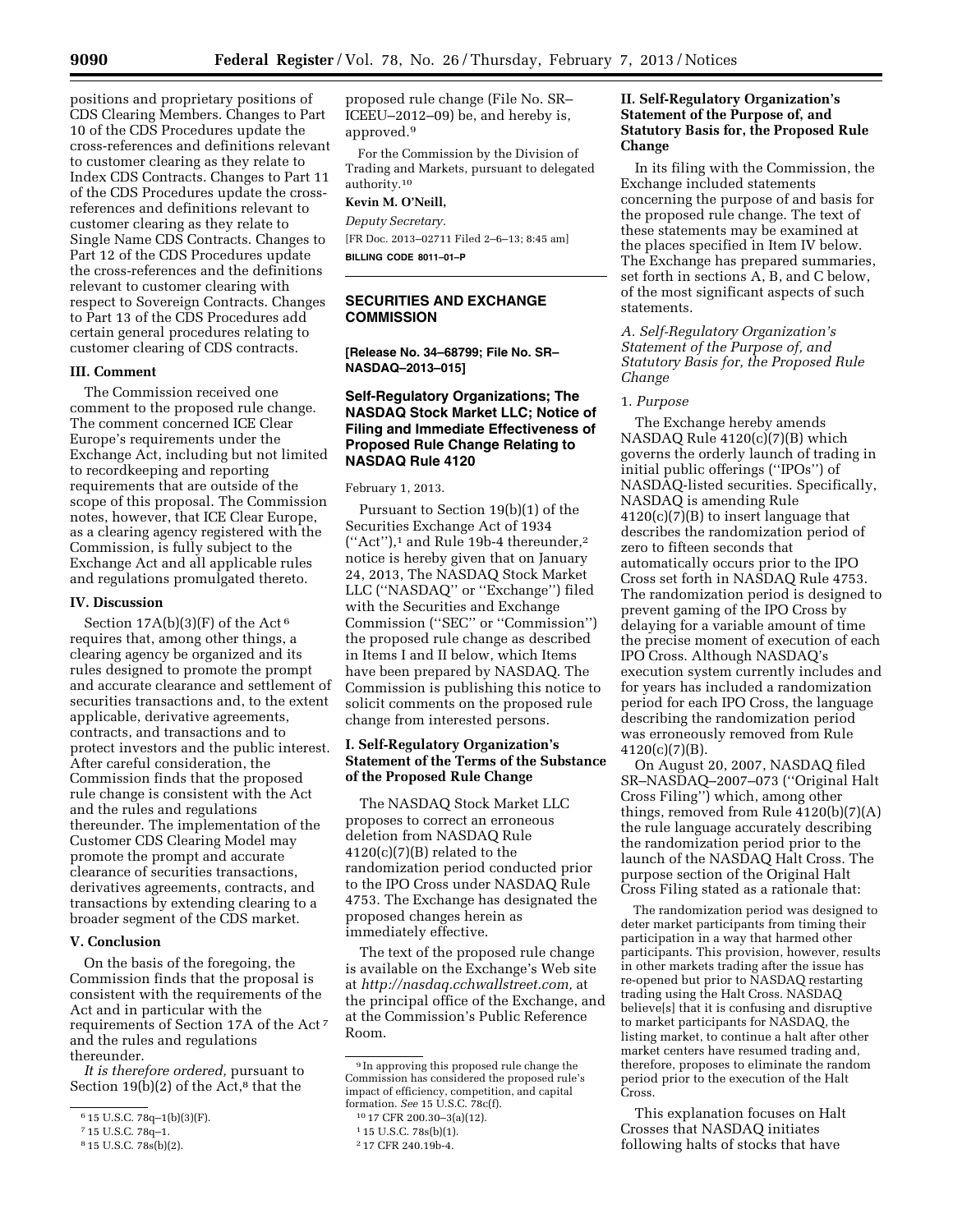positions and proprietary positions of CDS Clearing Members. Changes to Part 10 of the CDS Procedures update the cross-references and definitions relevant to customer clearing as they relate to Index CDS Contracts. Changes to Part 11 of the CDS Procedures update the cross-references and definitions relevant to customer clearing as they relate to Single Name CDS Contracts. Changes to Part 12 of the CDS Procedures update the cross-references and the definitions relevant to customer clearing with respect to Sovereign Contracts. Changes to Part 13 of the CDS Procedures add certain general procedures relating to customer clearing of CDS contracts.

### III. Comment

The Commission received one comment to the proposed rule change. The comment concerned ICE Clear Europe's requirements under the Exchange Act, including but not limited to recordkeeping and reporting requirements that are outside of the scope of this proposal. The Commission notes, however, that ICE Clear Europe, as a clearing agency registered with the Commission, is fully subject to the Exchange Act and all applicable rules and regulations promulgated thereto.

### IV. Discussion

Section 17A(b)(3)(F) of the Act[6] requires that, among other things, a clearing agency be organized and its rules designed to promote the prompt and accurate clearance and settlement of securities transactions and, to the extent applicable, derivative agreements, contracts, and transactions and to protect investors and the public interest. After careful consideration, the Commission finds that the proposed rule change is consistent with the Act and the rules and regulations thereunder. The implementation of the Customer CDS Clearing Model may promote the prompt and accurate clearance of securities transactions, derivatives agreements, contracts, and transactions by extending clearing to a broader segment of the CDS market.

### V. Conclusion

On the basis of the foregoing, the Commission finds that the proposal is consistent with the requirements of the Act and in particular with the requirements of Section 17A of the Act[7] and the rules and regulations thereunder.

*It is therefore ordered,* pursuant to Section 19(b)(2) of the Act,[8] that the proposed rule change (File No. SR–ICEEU–2012–09) be, and hereby is, approved.[9]

For the Commission by the Division of Trading and Markets, pursuant to delegated authority.[10]

**Kevin M. O'Neill,**

*Deputy Secretary.*

[FR Doc. 2013–02711 Filed 2–6–13; 8:45 am]

**BILLING CODE 8011–01–P**

[6] 15 U.S.C. 78q–1(b)(3)(F).

[7] 15 U.S.C. 78q–1.

[8] 15 U.S.C. 78s(b)(2).

[9] In approving this proposed rule change the Commission has considered the proposed rule's impact of efficiency, competition, and capital formation. *See* 15 U.S.C. 78c(f).

[10] 17 CFR 200.30–3(a)(12).

---

## SECURITIES AND EXCHANGE COMMISSION

**[Release No. 34–68799; File No. SR–NASDAQ–2013–015]**

## Self-Regulatory Organizations; The NASDAQ Stock Market LLC; Notice of Filing and Immediate Effectiveness of Proposed Rule Change Relating to NASDAQ Rule 4120

February 1, 2013.

Pursuant to Section 19(b)(1) of the Securities Exchange Act of 1934 ("Act"),[1] and Rule 19b-4 thereunder,[2] notice is hereby given that on January 24, 2013, The NASDAQ Stock Market LLC ("NASDAQ" or "Exchange") filed with the Securities and Exchange Commission ("SEC" or "Commission") the proposed rule change as described in Items I and II below, which Items have been prepared by NASDAQ. The Commission is publishing this notice to solicit comments on the proposed rule change from interested persons.

### I. Self-Regulatory Organization's Statement of the Terms of the Substance of the Proposed Rule Change

The NASDAQ Stock Market LLC proposes to correct an erroneous deletion from NASDAQ Rule 4120(c)(7)(B) related to the randomization period conducted prior to the IPO Cross under NASDAQ Rule 4753. The Exchange has designated the proposed changes herein as immediately effective.

The text of the proposed rule change is available on the Exchange's Web site at *http://nasdaq.cchwallstreet.com,* at the principal office of the Exchange, and at the Commission's Public Reference Room.

[1] 15 U.S.C. 78s(b)(1).

[2] 17 CFR 240.19b-4.

### II. Self-Regulatory Organization's Statement of the Purpose of, and Statutory Basis for, the Proposed Rule Change

In its filing with the Commission, the Exchange included statements concerning the purpose of and basis for the proposed rule change. The text of these statements may be examined at the places specified in Item IV below. The Exchange has prepared summaries, set forth in sections A, B, and C below, of the most significant aspects of such statements.

#### *A. Self-Regulatory Organization's Statement of the Purpose of, and Statutory Basis for, the Proposed Rule Change*

1. *Purpose*

The Exchange hereby amends NASDAQ Rule 4120(c)(7)(B) which governs the orderly launch of trading in initial public offerings ("IPOs") of NASDAQ-listed securities. Specifically, NASDAQ is amending Rule 4120(c)(7)(B) to insert language that describes the randomization period of zero to fifteen seconds that automatically occurs prior to the IPO Cross set forth in NASDAQ Rule 4753. The randomization period is designed to prevent gaming of the IPO Cross by delaying for a variable amount of time the precise moment of execution of each IPO Cross. Although NASDAQ's execution system currently includes and for years has included a randomization period for each IPO Cross, the language describing the randomization period was erroneously removed from Rule 4120(c)(7)(B).

On August 20, 2007, NASDAQ filed SR–NASDAQ–2007–073 ("Original Halt Cross Filing") which, among other things, removed from Rule 4120(b)(7)(A) the rule language accurately describing the randomization period prior to the launch of the NASDAQ Halt Cross. The purpose section of the Original Halt Cross Filing stated as a rationale that:

> The randomization period was designed to deter market participants from timing their participation in a way that harmed other participants. This provision, however, results in other markets trading after the issue has re-opened but prior to NASDAQ restarting trading using the Halt Cross. NASDAQ believe[s] that it is confusing and disruptive to market participants for NASDAQ, the listing market, to continue a halt after other market centers have resumed trading and, therefore, proposes to eliminate the random period prior to the execution of the Halt Cross.

This explanation focuses on Halt Crosses that NASDAQ initiates following halts of stocks that have